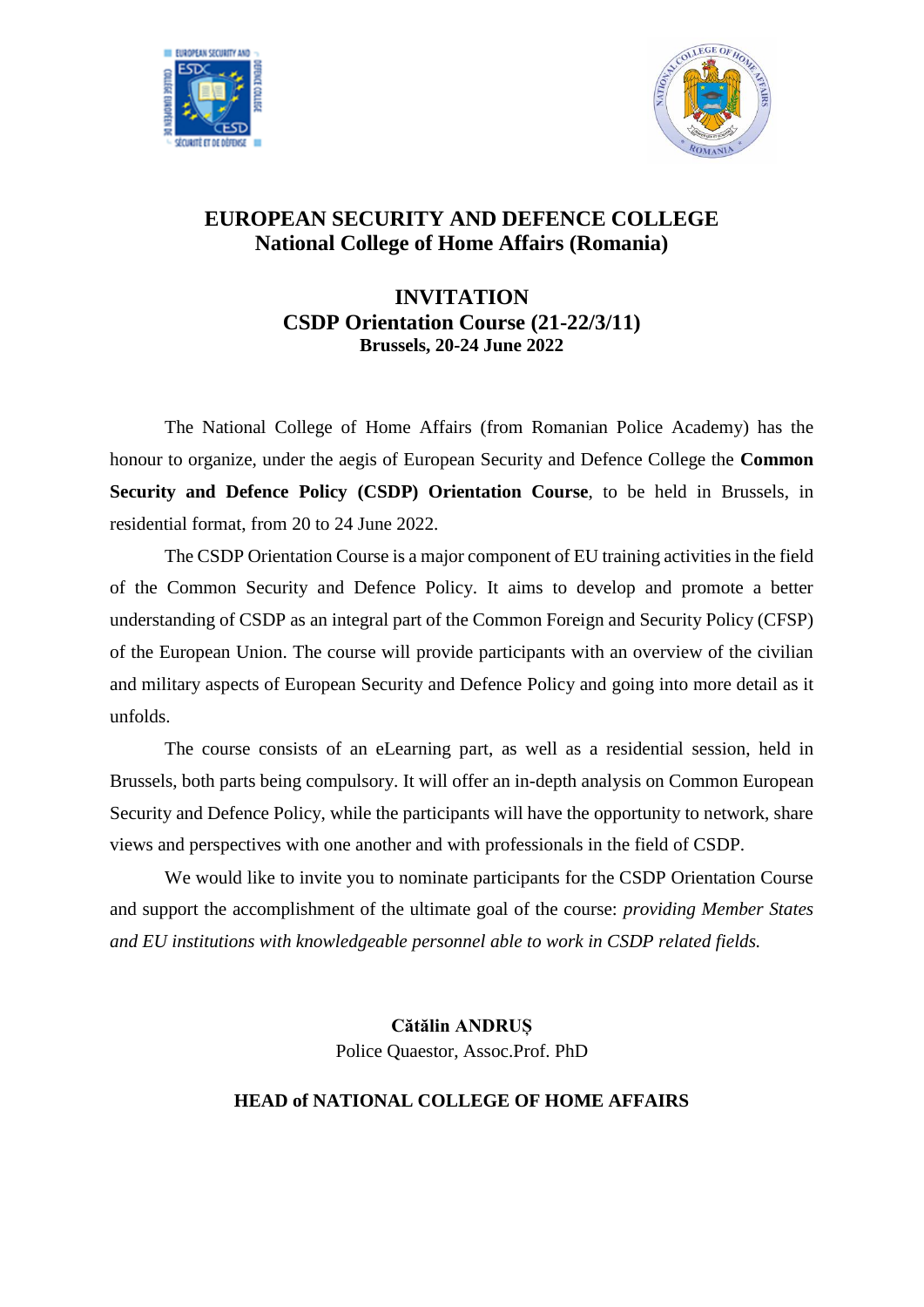# EUROPEAN SECURITY AND DEFENCE COLLEGE
## National College of Home Affairs (Romania)

## INVITATION
### CSDP Orientation Course (21-22/3/11)
**Brussels, 20-24 June 2022**

The National College of Home Affairs (from Romanian Police Academy) has the honour to organize, under the aegis of European Security and Defence College the **Common Security and Defence Policy (CSDP) Orientation Course**, to be held in Brussels, in residential format, from 20 to 24 June 2022.

The CSDP Orientation Course is a major component of EU training activities in the field of the Common Security and Defence Policy. It aims to develop and promote a better understanding of CSDP as an integral part of the Common Foreign and Security Policy (CFSP) of the European Union. The course will provide participants with an overview of the civilian and military aspects of European Security and Defence Policy and going into more detail as it unfolds.

The course consists of an eLearning part, as well as a residential session, held in Brussels, both parts being compulsory. It will offer an in-depth analysis on Common European Security and Defence Policy, while the participants will have the opportunity to network, share views and perspectives with one another and with professionals in the field of CSDP.

We would like to invite you to nominate participants for the CSDP Orientation Course and support the accomplishment of the ultimate goal of the course: *providing Member States and EU institutions with knowledgeable personnel able to work in CSDP related fields.*

**Cătălin ANDRUȘ**
Police Quaestor, Assoc.Prof. PhD

**HEAD of NATIONAL COLLEGE OF HOME AFFAIRS**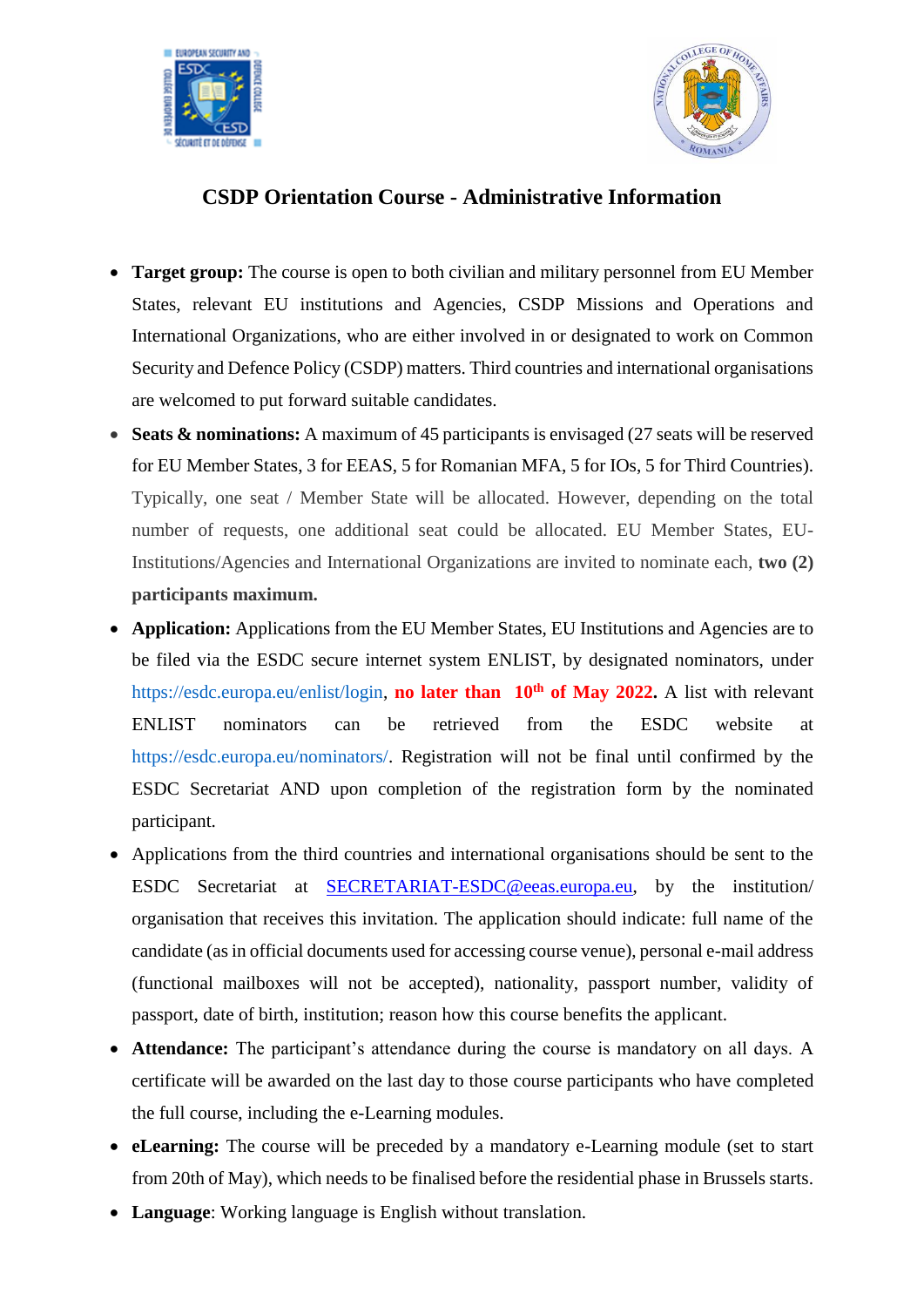## CSDP Orientation Course - Administrative Information

- **Target group:** The course is open to both civilian and military personnel from EU Member States, relevant EU institutions and Agencies, CSDP Missions and Operations and International Organizations, who are either involved in or designated to work on Common Security and Defence Policy (CSDP) matters. Third countries and international organisations are welcomed to put forward suitable candidates.
- **Seats & nominations:** A maximum of 45 participants is envisaged (27 seats will be reserved for EU Member States, 3 for EEAS, 5 for Romanian MFA, 5 for IOs, 5 for Third Countries). Typically, one seat / Member State will be allocated. However, depending on the total number of requests, one additional seat could be allocated. EU Member States, EU-Institutions/Agencies and International Organizations are invited to nominate each, **two (2) participants maximum.**
- **Application:** Applications from the EU Member States, EU Institutions and Agencies are to be filed via the ESDC secure internet system ENLIST, by designated nominators, under https://esdc.europa.eu/enlist/login, **no later than 10th of May 2022.** A list with relevant ENLIST nominators can be retrieved from the ESDC website at https://esdc.europa.eu/nominators/. Registration will not be final until confirmed by the ESDC Secretariat AND upon completion of the registration form by the nominated participant.
- Applications from the third countries and international organisations should be sent to the ESDC Secretariat at SECRETARIAT-ESDC@eeas.europa.eu, by the institution/ organisation that receives this invitation. The application should indicate: full name of the candidate (as in official documents used for accessing course venue), personal e-mail address (functional mailboxes will not be accepted), nationality, passport number, validity of passport, date of birth, institution; reason how this course benefits the applicant.
- **Attendance:** The participant's attendance during the course is mandatory on all days. A certificate will be awarded on the last day to those course participants who have completed the full course, including the e-Learning modules.
- **eLearning:** The course will be preceded by a mandatory e-Learning module (set to start from 20th of May), which needs to be finalised before the residential phase in Brussels starts.
- **Language**: Working language is English without translation.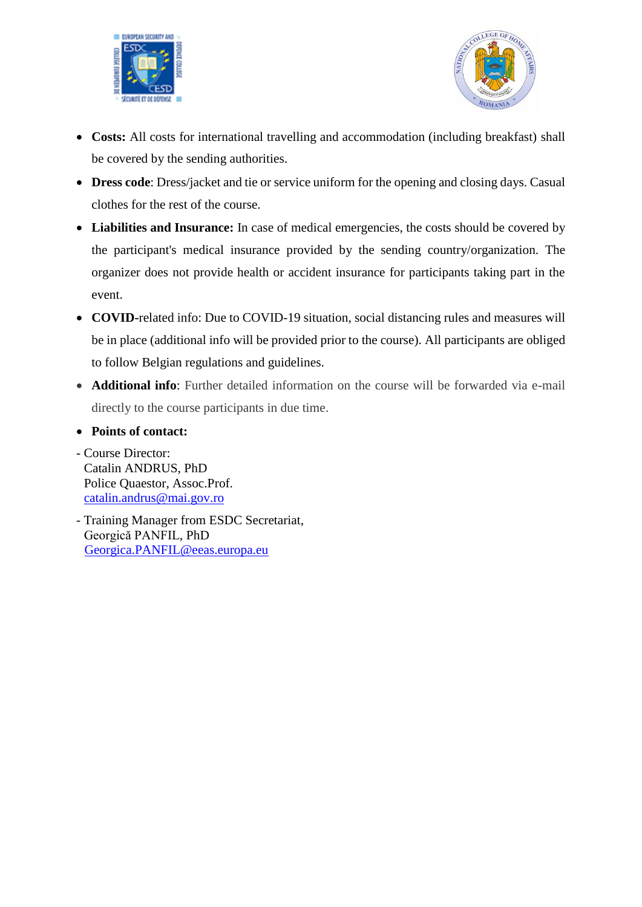- **Costs:** All costs for international travelling and accommodation (including breakfast) shall be covered by the sending authorities.
- **Dress code**: Dress/jacket and tie or service uniform for the opening and closing days. Casual clothes for the rest of the course.
- **Liabilities and Insurance:** In case of medical emergencies, the costs should be covered by the participant's medical insurance provided by the sending country/organization. The organizer does not provide health or accident insurance for participants taking part in the event.
- **COVID**-related info: Due to COVID-19 situation, social distancing rules and measures will be in place (additional info will be provided prior to the course). All participants are obliged to follow Belgian regulations and guidelines.
- **Additional info**: Further detailed information on the course will be forwarded via e-mail directly to the course participants in due time.
- **Points of contact:**

- Course Director:
  Catalin ANDRUS, PhD
  Police Quaestor, Assoc.Prof.
  catalin.andrus@mai.gov.ro

- Training Manager from ESDC Secretariat,
  Georgică PANFIL, PhD
  Georgica.PANFIL@eeas.europa.eu